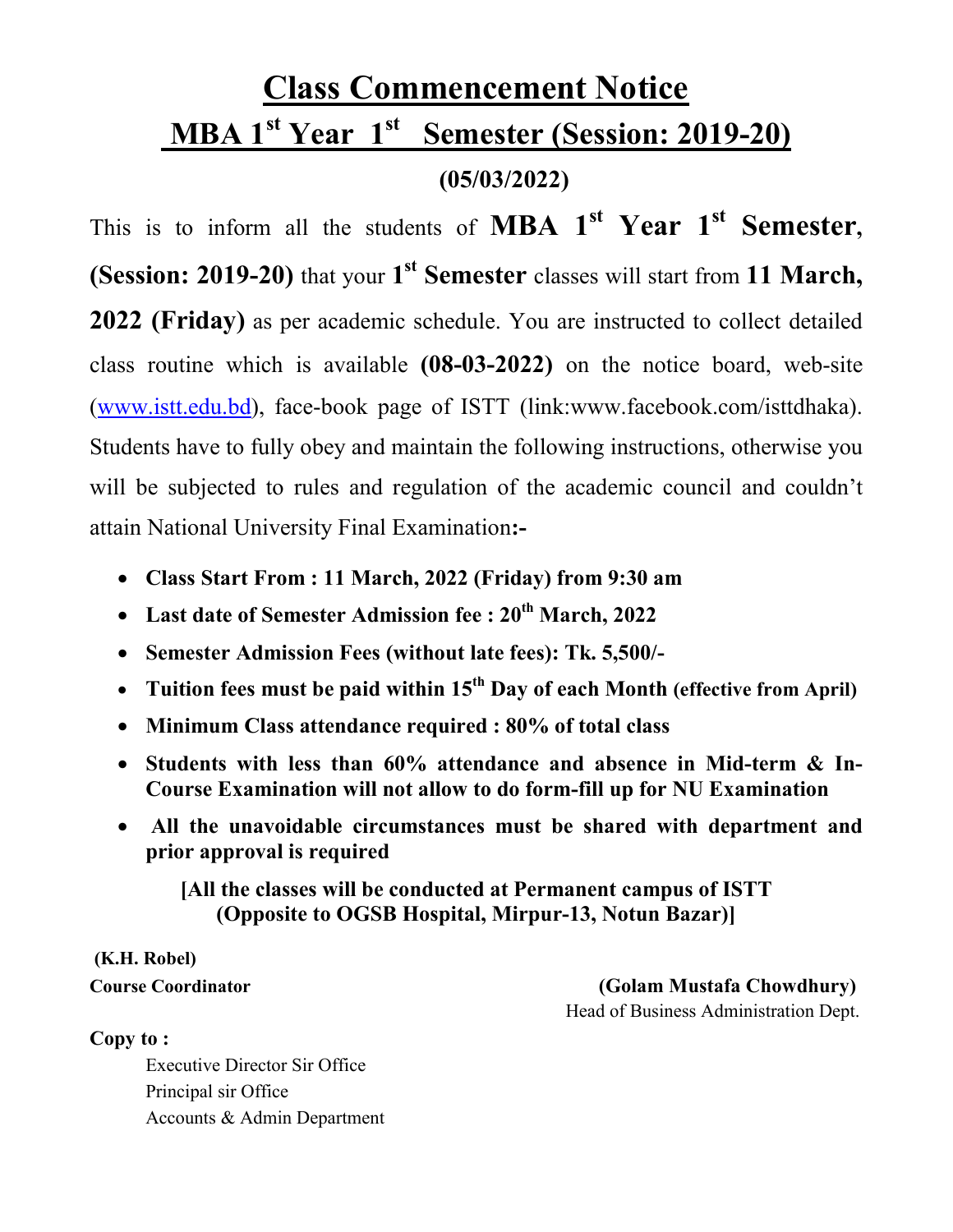# Class Commencement Notice

## MBA 1st Year 1st Semester (Session: 2019-20)

**(05/03/2022)**

This is to inform all the students of **MBA 1st Year 1st Semester**, **(Session: 2019-20)** that your **1st Semester** classes will start from **11 March, 2022 (Friday)** as per academic schedule. You are instructed to collect detailed class routine which is available **(08-03-2022)** on the notice board, web-site ([www.istt.edu.bd](www.istt.edu.bd)), face-book page of ISTT (link:www.facebook.com/isttdhaka). Students have to fully obey and maintain the following instructions, otherwise you will be subjected to rules and regulation of the academic council and couldn't attain National University Final Examination**:-**

- **Class Start From : 11 March, 2022 (Friday) from 9:30 am**
- **Last date of Semester Admission fee : 20th March, 2022**
- **Semester Admission Fees (without late fees): Tk. 5,500/-**
- **Tuition fees must be paid within 15th Day of each Month (effective from April)**
- **Minimum Class attendance required : 80% of total class**
- **Students with less than 60% attendance and absence in Mid-term & In-Course Examination will not allow to do form-fill up for NU Examination**
- **All the unavoidable circumstances must be shared with department and prior approval is required**

**[All the classes will be conducted at Permanent campus of ISTT (Opposite to OGSB Hospital, Mirpur-13, Notun Bazar)]**

**(K.H. Robel)**
**Course Coordinator**

**(Golam Mustafa Chowdhury)**
Head of Business Administration Dept.

**Copy to :**

Executive Director Sir Office
Principal sir Office
Accounts & Admin Department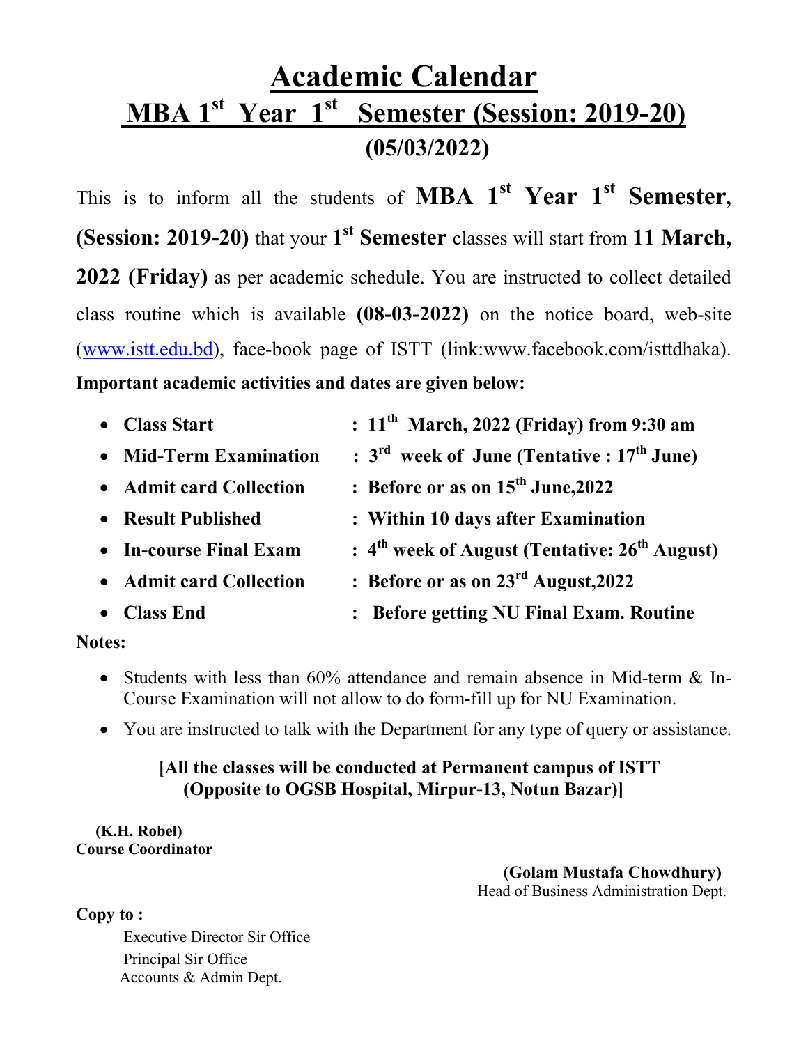# Academic Calendar

## MBA 1st Year 1st Semester (Session: 2019-20)

**(05/03/2022)**

This is to inform all the students of **MBA 1st Year 1st Semester**, **(Session: 2019-20)** that your **1st Semester** classes will start from **11 March, 2022 (Friday)** as per academic schedule. You are instructed to collect detailed class routine which is available **(08-03-2022)** on the notice board, web-site (www.istt.edu.bd), face-book page of ISTT (link:www.facebook.com/isttdhaka).

**Important academic activities and dates are given below:**

- **Class Start** : **11th March, 2022 (Friday) from 9:30 am**
- **Mid-Term Examination** : **3rd week of June (Tentative : 17th June)**
- **Admit card Collection** : **Before or as on 15th June,2022**
- **Result Published** : **Within 10 days after Examination**
- **In-course Final Exam** : **4th week of August (Tentative: 26th August)**
- **Admit card Collection** : **Before or as on 23rd August,2022**
- **Class End** : **Before getting NU Final Exam. Routine**

**Notes:**

- Students with less than 60% attendance and remain absence in Mid-term & In-Course Examination will not allow to do form-fill up for NU Examination.
- You are instructed to talk with the Department for any type of query or assistance.

**[All the classes will be conducted at Permanent campus of ISTT (Opposite to OGSB Hospital, Mirpur-13, Notun Bazar)]**

**(K.H. Robel)**
**Course Coordinator**

**(Golam Mustafa Chowdhury)**
Head of Business Administration Dept.

**Copy to :**

Executive Director Sir Office
Principal Sir Office
Accounts & Admin Dept.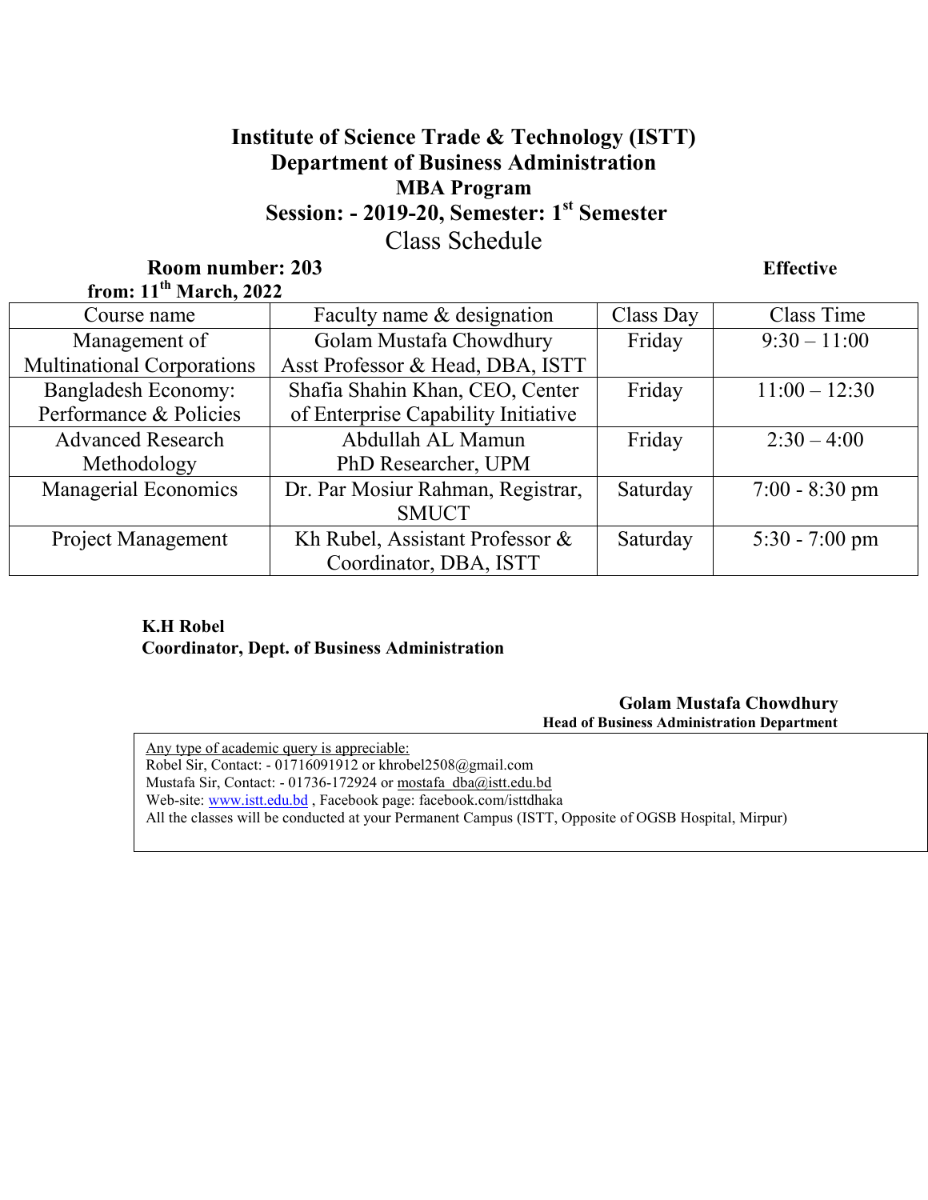**Institute of Science Trade & Technology (ISTT)**
**Department of Business Administration**
**MBA Program**
**Session: - 2019-20, Semester: 1st Semester**

Class Schedule

**Room number: 203** **Effective from: 11th March, 2022**

| Course name | Faculty name & designation | Class Day | Class Time |
|---|---|---|---|
| Management of Multinational Corporations | Golam Mustafa Chowdhury Asst Professor & Head, DBA, ISTT | Friday | 9:30 – 11:00 |
| Bangladesh Economy: Performance & Policies | Shafia Shahin Khan, CEO, Center of Enterprise Capability Initiative | Friday | 11:00 – 12:30 |
| Advanced Research Methodology | Abdullah AL Mamun PhD Researcher, UPM | Friday | 2:30 – 4:00 |
| Managerial Economics | Dr. Par Mosiur Rahman, Registrar, SMUCT | Saturday | 7:00 - 8:30 pm |
| Project Management | Kh Rubel, Assistant Professor & Coordinator, DBA, ISTT | Saturday | 5:30 - 7:00 pm |

**K.H Robel**
**Coordinator, Dept. of Business Administration**

**Golam Mustafa Chowdhury**
**Head of Business Administration Department**

Any type of academic query is appreciable:
Robel Sir, Contact: - 01716091912 or khrobel2508@gmail.com
Mustafa Sir, Contact: - 01736-172924 or mostafa_dba@istt.edu.bd
Web-site: www.istt.edu.bd , Facebook page: facebook.com/isttdhaka
All the classes will be conducted at your Permanent Campus (ISTT, Opposite of OGSB Hospital, Mirpur)